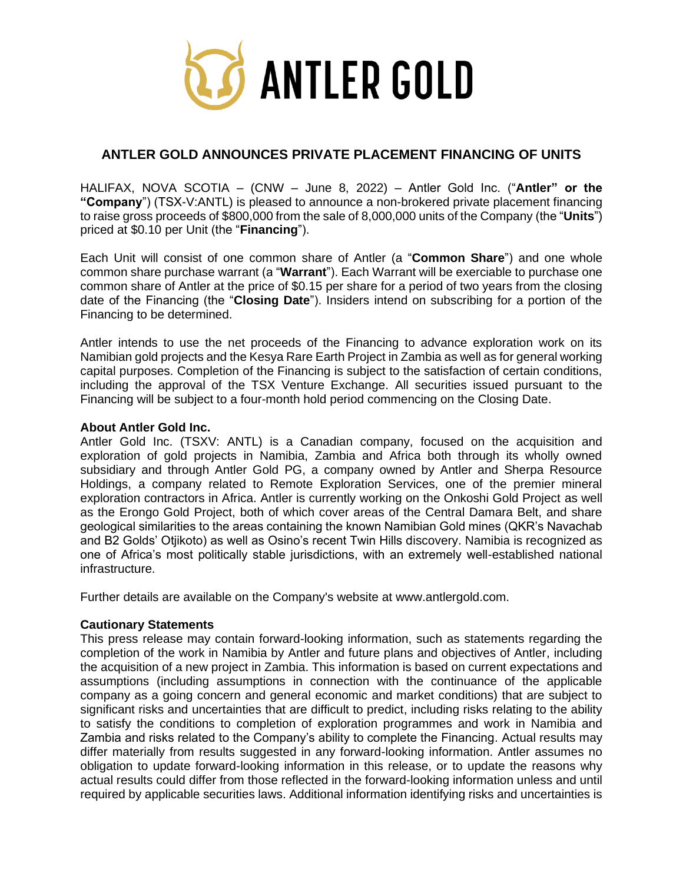# ANTLER GOLD

## ANTLER GOLD ANNOUNCES PRIVATE PLACEMENT FINANCING OF UNITS

HALIFAX, NOVA SCOTIA – (CNW – June 8, 2022) – Antler Gold Inc. ("**Antler" or the "Company**") (TSX-V:ANTL) is pleased to announce a non-brokered private placement financing to raise gross proceeds of $800,000 from the sale of 8,000,000 units of the Company (the "**Units**") priced at $0.10 per Unit (the "**Financing**").

Each Unit will consist of one common share of Antler (a "**Common Share**") and one whole common share purchase warrant (a "**Warrant**"). Each Warrant will be exerciable to purchase one common share of Antler at the price of $0.15 per share for a period of two years from the closing date of the Financing (the "**Closing Date**"). Insiders intend on subscribing for a portion of the Financing to be determined.

Antler intends to use the net proceeds of the Financing to advance exploration work on its Namibian gold projects and the Kesya Rare Earth Project in Zambia as well as for general working capital purposes. Completion of the Financing is subject to the satisfaction of certain conditions, including the approval of the TSX Venture Exchange. All securities issued pursuant to the Financing will be subject to a four-month hold period commencing on the Closing Date.

**About Antler Gold Inc.**
Antler Gold Inc. (TSXV: ANTL) is a Canadian company, focused on the acquisition and exploration of gold projects in Namibia, Zambia and Africa both through its wholly owned subsidiary and through Antler Gold PG, a company owned by Antler and Sherpa Resource Holdings, a company related to Remote Exploration Services, one of the premier mineral exploration contractors in Africa. Antler is currently working on the Onkoshi Gold Project as well as the Erongo Gold Project, both of which cover areas of the Central Damara Belt, and share geological similarities to the areas containing the known Namibian Gold mines (QKR's Navachab and B2 Golds' Otjikoto) as well as Osino's recent Twin Hills discovery. Namibia is recognized as one of Africa's most politically stable jurisdictions, with an extremely well-established national infrastructure.

Further details are available on the Company's website at www.antlergold.com.

**Cautionary Statements**
This press release may contain forward-looking information, such as statements regarding the completion of the work in Namibia by Antler and future plans and objectives of Antler, including the acquisition of a new project in Zambia. This information is based on current expectations and assumptions (including assumptions in connection with the continuance of the applicable company as a going concern and general economic and market conditions) that are subject to significant risks and uncertainties that are difficult to predict, including risks relating to the ability to satisfy the conditions to completion of exploration programmes and work in Namibia and Zambia and risks related to the Company's ability to complete the Financing. Actual results may differ materially from results suggested in any forward-looking information. Antler assumes no obligation to update forward-looking information in this release, or to update the reasons why actual results could differ from those reflected in the forward-looking information unless and until required by applicable securities laws. Additional information identifying risks and uncertainties is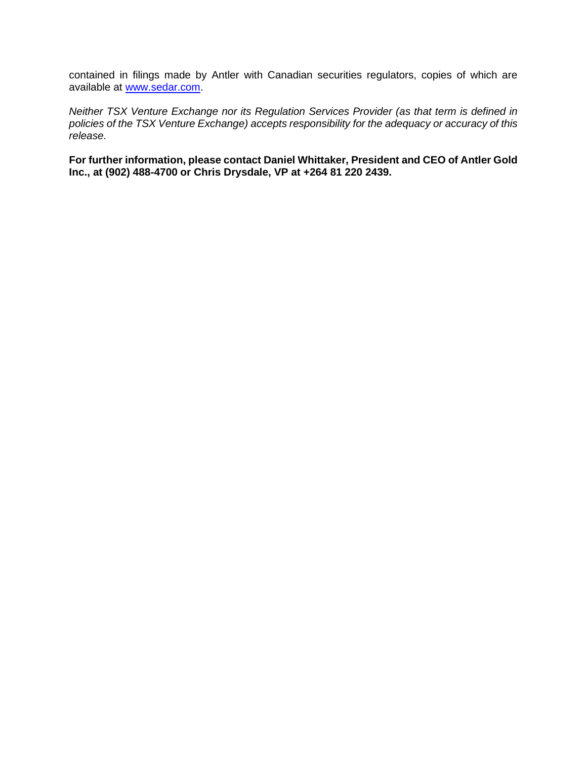contained in filings made by Antler with Canadian securities regulators, copies of which are available at [www.sedar.com](http://www.sedar.com).

*Neither TSX Venture Exchange nor its Regulation Services Provider (as that term is defined in policies of the TSX Venture Exchange) accepts responsibility for the adequacy or accuracy of this release.*

**For further information, please contact Daniel Whittaker, President and CEO of Antler Gold Inc., at (902) 488-4700 or Chris Drysdale, VP at +264 81 220 2439.**